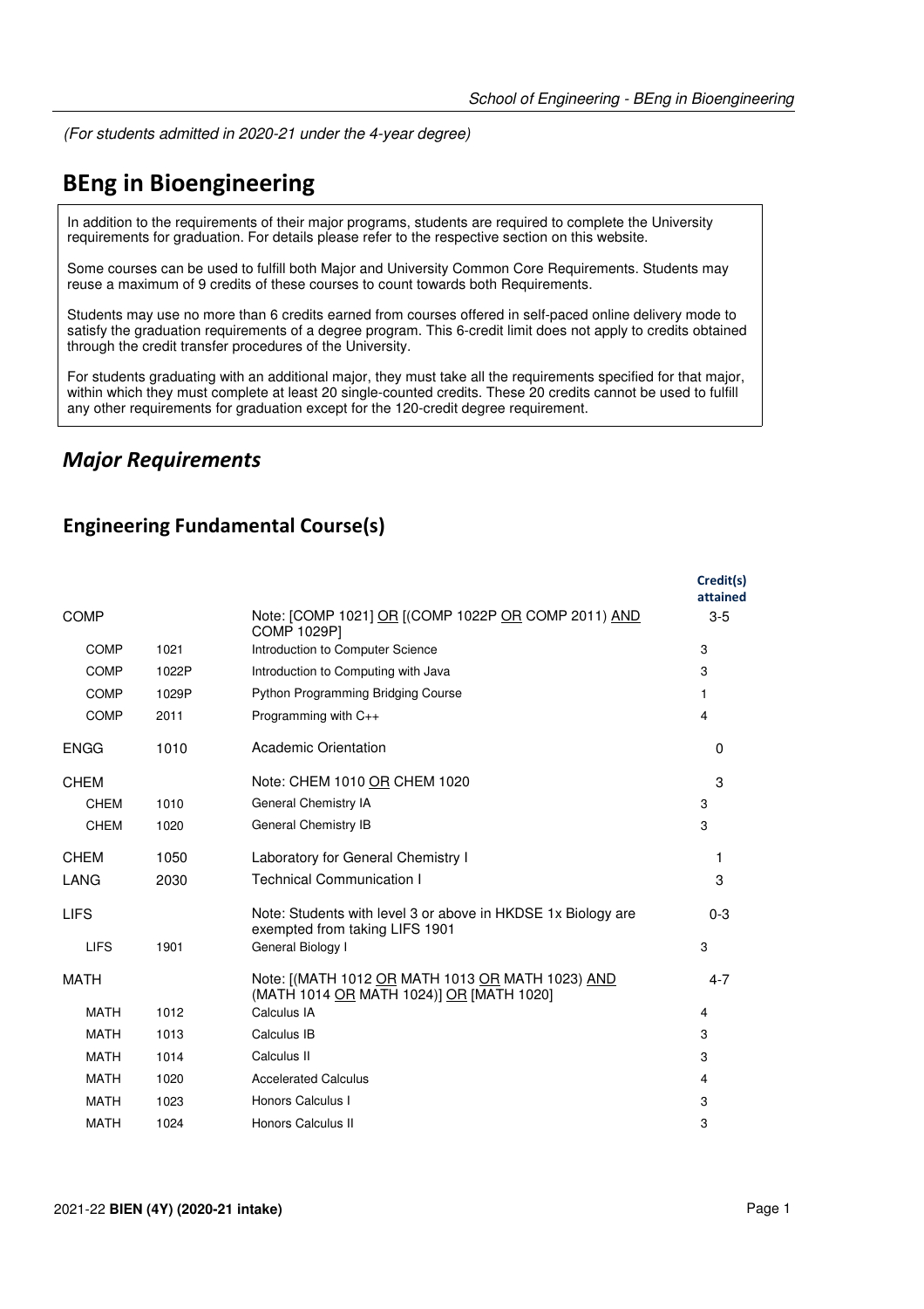*(For students admitted in 2020-21 under the 4-year degree)*

# BEng in Bioengineering

In addition to the requirements of their major programs, students are required to complete the University requirements for graduation. For details please refer to the respective section on this website.

Some courses can be used to fulfill both Major and University Common Core Requirements. Students may reuse a maximum of 9 credits of these courses to count towards both Requirements.

Students may use no more than 6 credits earned from courses offered in self-paced online delivery mode to satisfy the graduation requirements of a degree program. This 6-credit limit does not apply to credits obtained through the credit transfer procedures of the University.

For students graduating with an additional major, they must take all the requirements specified for that major, within which they must complete at least 20 single-counted credits. These 20 credits cannot be used to fulfill any other requirements for graduation except for the 120-credit degree requirement.

## *Major Requirements*

### Engineering Fundamental Course(s)

| | | | Credit(s) attained |
|---|---|---|---|
| COMP | | Note: [COMP 1021] OR [(COMP 1022P OR COMP 2011) AND COMP 1029P] | 3-5 |
| COMP | 1021 | Introduction to Computer Science | 3 |
| COMP | 1022P | Introduction to Computing with Java | 3 |
| COMP | 1029P | Python Programming Bridging Course | 1 |
| COMP | 2011 | Programming with C++ | 4 |
| ENGG | 1010 | Academic Orientation | 0 |
| CHEM | | Note: CHEM 1010 OR CHEM 1020 | 3 |
| CHEM | 1010 | General Chemistry IA | 3 |
| CHEM | 1020 | General Chemistry IB | 3 |
| CHEM | 1050 | Laboratory for General Chemistry I | 1 |
| LANG | 2030 | Technical Communication I | 3 |
| LIFS | | Note: Students with level 3 or above in HKDSE 1x Biology are exempted from taking LIFS 1901 | 0-3 |
| LIFS | 1901 | General Biology I | 3 |
| MATH | | Note: [(MATH 1012 OR MATH 1013 OR MATH 1023) AND (MATH 1014 OR MATH 1024)] OR [MATH 1020] | 4-7 |
| MATH | 1012 | Calculus IA | 4 |
| MATH | 1013 | Calculus IB | 3 |
| MATH | 1014 | Calculus II | 3 |
| MATH | 1020 | Accelerated Calculus | 4 |
| MATH | 1023 | Honors Calculus I | 3 |
| MATH | 1024 | Honors Calculus II | 3 |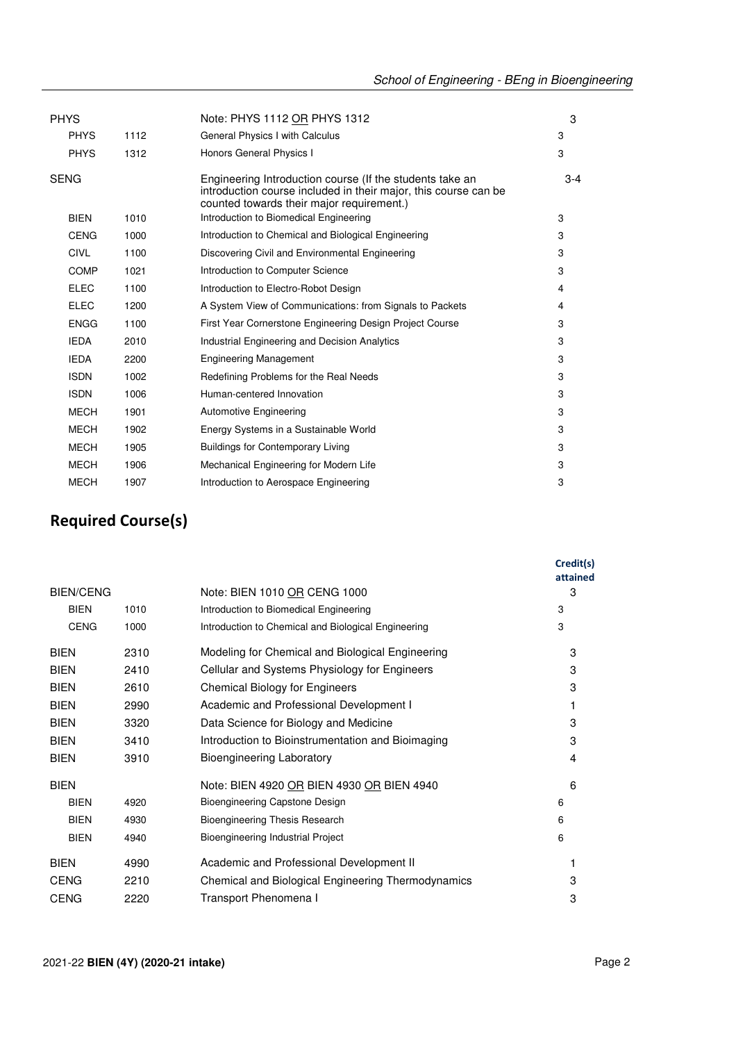| | | | |
|---|---|---|---|
| PHYS | | Note: PHYS 1112 OR PHYS 1312 | 3 |
| PHYS | 1112 | General Physics I with Calculus | 3 |
| PHYS | 1312 | Honors General Physics I | 3 |
| SENG | | Engineering Introduction course (If the students take an introduction course included in their major, this course can be counted towards their major requirement.) | 3-4 |
| BIEN | 1010 | Introduction to Biomedical Engineering | 3 |
| CENG | 1000 | Introduction to Chemical and Biological Engineering | 3 |
| CIVL | 1100 | Discovering Civil and Environmental Engineering | 3 |
| COMP | 1021 | Introduction to Computer Science | 3 |
| ELEC | 1100 | Introduction to Electro-Robot Design | 4 |
| ELEC | 1200 | A System View of Communications: from Signals to Packets | 4 |
| ENGG | 1100 | First Year Cornerstone Engineering Design Project Course | 3 |
| IEDA | 2010 | Industrial Engineering and Decision Analytics | 3 |
| IEDA | 2200 | Engineering Management | 3 |
| ISDN | 1002 | Redefining Problems for the Real Needs | 3 |
| ISDN | 1006 | Human-centered Innovation | 3 |
| MECH | 1901 | Automotive Engineering | 3 |
| MECH | 1902 | Energy Systems in a Sustainable World | 3 |
| MECH | 1905 | Buildings for Contemporary Living | 3 |
| MECH | 1906 | Mechanical Engineering for Modern Life | 3 |
| MECH | 1907 | Introduction to Aerospace Engineering | 3 |

## Required Course(s)

| | | | Credit(s) attained |
|---|---|---|---|
| BIEN/CENG | | Note: BIEN 1010 OR CENG 1000 | 3 |
| BIEN | 1010 | Introduction to Biomedical Engineering | 3 |
| CENG | 1000 | Introduction to Chemical and Biological Engineering | 3 |
| BIEN | 2310 | Modeling for Chemical and Biological Engineering | 3 |
| BIEN | 2410 | Cellular and Systems Physiology for Engineers | 3 |
| BIEN | 2610 | Chemical Biology for Engineers | 3 |
| BIEN | 2990 | Academic and Professional Development I | 1 |
| BIEN | 3320 | Data Science for Biology and Medicine | 3 |
| BIEN | 3410 | Introduction to Bioinstrumentation and Bioimaging | 3 |
| BIEN | 3910 | Bioengineering Laboratory | 4 |
| BIEN | | Note: BIEN 4920 OR BIEN 4930 OR BIEN 4940 | 6 |
| BIEN | 4920 | Bioengineering Capstone Design | 6 |
| BIEN | 4930 | Bioengineering Thesis Research | 6 |
| BIEN | 4940 | Bioengineering Industrial Project | 6 |
| BIEN | 4990 | Academic and Professional Development II | 1 |
| CENG | 2210 | Chemical and Biological Engineering Thermodynamics | 3 |
| CENG | 2220 | Transport Phenomena I | 3 |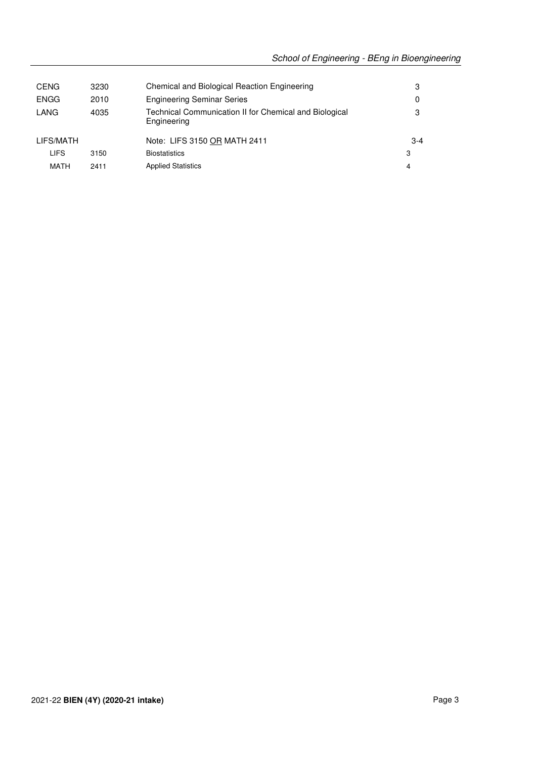| | | | |
|---|---|---|---|
| CENG | 3230 | Chemical and Biological Reaction Engineering | 3 |
| ENGG | 2010 | Engineering Seminar Series | 0 |
| LANG | 4035 | Technical Communication II for Chemical and Biological Engineering | 3 |
| LIFS/MATH | | Note: LIFS 3150 OR MATH 2411 | 3-4 |
| LIFS | 3150 | Biostatistics | 3 |
| MATH | 2411 | Applied Statistics | 4 |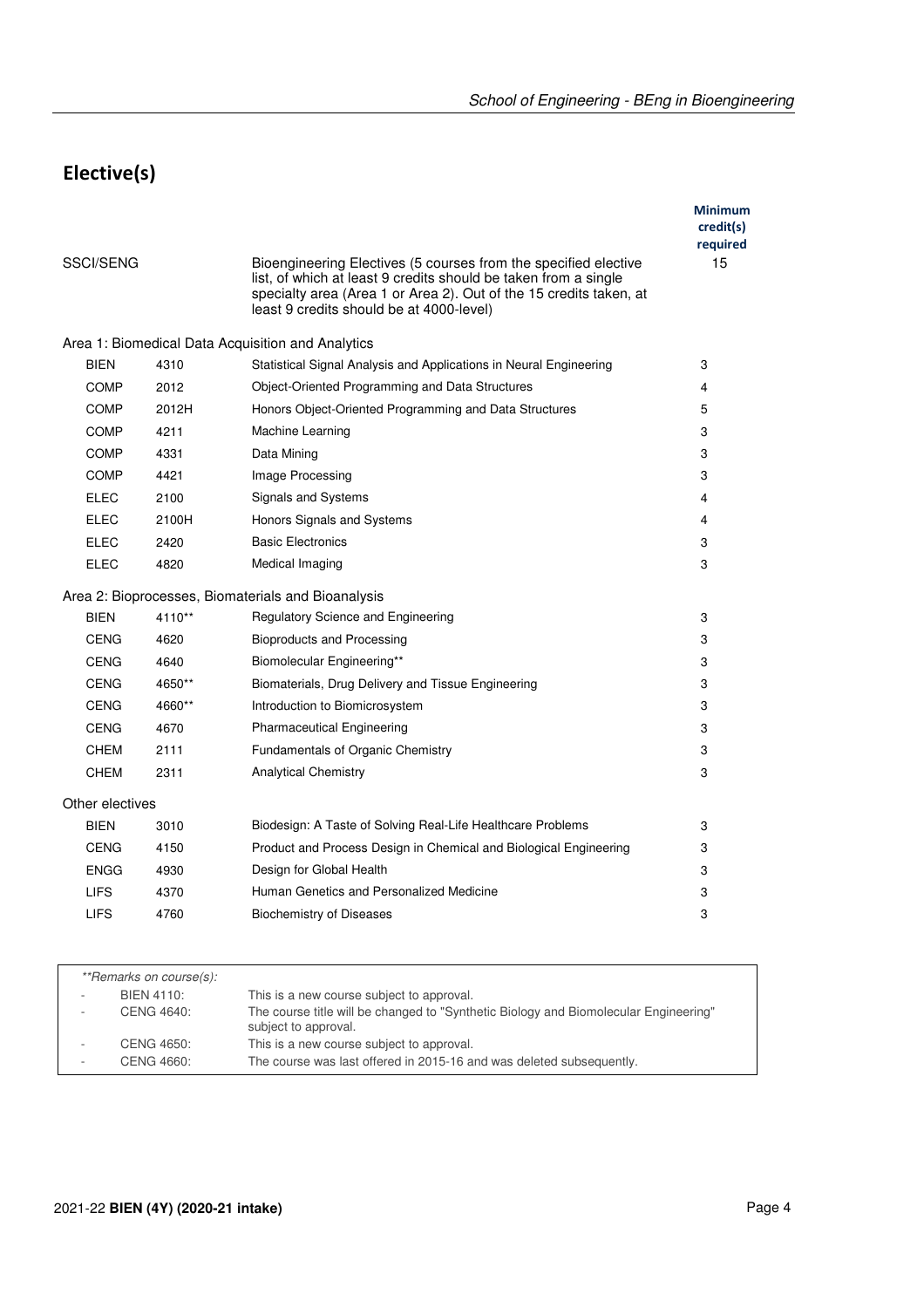## Elective(s)

| | | | Minimum credit(s) required |
|---|---|---|---|
| SSCI/SENG | | Bioengineering Electives (5 courses from the specified elective list, of which at least 9 credits should be taken from a single specialty area (Area 1 or Area 2). Out of the 15 credits taken, at least 9 credits should be at 4000-level) | 15 |
| Area 1: Biomedical Data Acquisition and Analytics | | | |
| BIEN | 4310 | Statistical Signal Analysis and Applications in Neural Engineering | 3 |
| COMP | 2012 | Object-Oriented Programming and Data Structures | 4 |
| COMP | 2012H | Honors Object-Oriented Programming and Data Structures | 5 |
| COMP | 4211 | Machine Learning | 3 |
| COMP | 4331 | Data Mining | 3 |
| COMP | 4421 | Image Processing | 3 |
| ELEC | 2100 | Signals and Systems | 4 |
| ELEC | 2100H | Honors Signals and Systems | 4 |
| ELEC | 2420 | Basic Electronics | 3 |
| ELEC | 4820 | Medical Imaging | 3 |
| Area 2: Bioprocesses, Biomaterials and Bioanalysis | | | |
| BIEN | 4110** | Regulatory Science and Engineering | 3 |
| CENG | 4620 | Bioproducts and Processing | 3 |
| CENG | 4640 | Biomolecular Engineering** | 3 |
| CENG | 4650** | Biomaterials, Drug Delivery and Tissue Engineering | 3 |
| CENG | 4660** | Introduction to Biomicrosystem | 3 |
| CENG | 4670 | Pharmaceutical Engineering | 3 |
| CHEM | 2111 | Fundamentals of Organic Chemistry | 3 |
| CHEM | 2311 | Analytical Chemistry | 3 |
| Other electives | | | |
| BIEN | 3010 | Biodesign: A Taste of Solving Real-Life Healthcare Problems | 3 |
| CENG | 4150 | Product and Process Design in Chemical and Biological Engineering | 3 |
| ENGG | 4930 | Design for Global Health | 3 |
| LIFS | 4370 | Human Genetics and Personalized Medicine | 3 |
| LIFS | 4760 | Biochemistry of Diseases | 3 |

*\*\*Remarks on course(s):*

- BIEN 4110: This is a new course subject to approval.
- CENG 4640: The course title will be changed to "Synthetic Biology and Biomolecular Engineering" subject to approval.
- CENG 4650: This is a new course subject to approval.
- CENG 4660: The course was last offered in 2015-16 and was deleted subsequently.